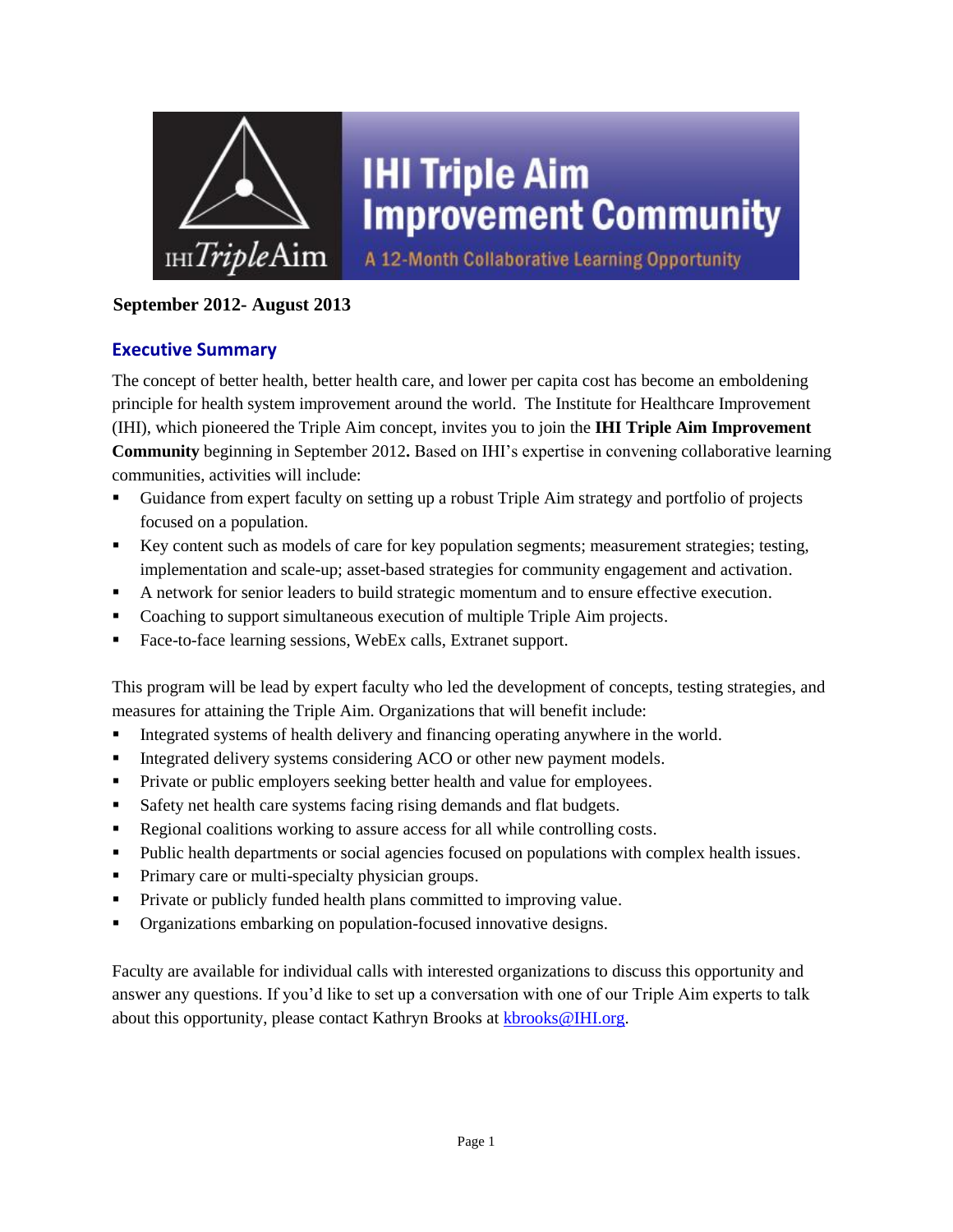# IHI Triple Aim Improvement Community

A 12-Month Collaborative Learning Opportunity

**September 2012- August 2013**

## Executive Summary

The concept of better health, better health care, and lower per capita cost has become an emboldening principle for health system improvement around the world. The Institute for Healthcare Improvement (IHI), which pioneered the Triple Aim concept, invites you to join the **IHI Triple Aim Improvement Community** beginning in September 2012**.** Based on IHI's expertise in convening collaborative learning communities, activities will include:

- Guidance from expert faculty on setting up a robust Triple Aim strategy and portfolio of projects focused on a population.
- Key content such as models of care for key population segments; measurement strategies; testing, implementation and scale-up; asset-based strategies for community engagement and activation.
- A network for senior leaders to build strategic momentum and to ensure effective execution.
- Coaching to support simultaneous execution of multiple Triple Aim projects.
- Face-to-face learning sessions, WebEx calls, Extranet support.

This program will be lead by expert faculty who led the development of concepts, testing strategies, and measures for attaining the Triple Aim. Organizations that will benefit include:

- Integrated systems of health delivery and financing operating anywhere in the world.
- Integrated delivery systems considering ACO or other new payment models.
- Private or public employers seeking better health and value for employees.
- Safety net health care systems facing rising demands and flat budgets.
- Regional coalitions working to assure access for all while controlling costs.
- Public health departments or social agencies focused on populations with complex health issues.
- Primary care or multi-specialty physician groups.
- Private or publicly funded health plans committed to improving value.
- Organizations embarking on population-focused innovative designs.

Faculty are available for individual calls with interested organizations to discuss this opportunity and answer any questions. If you'd like to set up a conversation with one of our Triple Aim experts to talk about this opportunity, please contact Kathryn Brooks at kbrooks@IHI.org.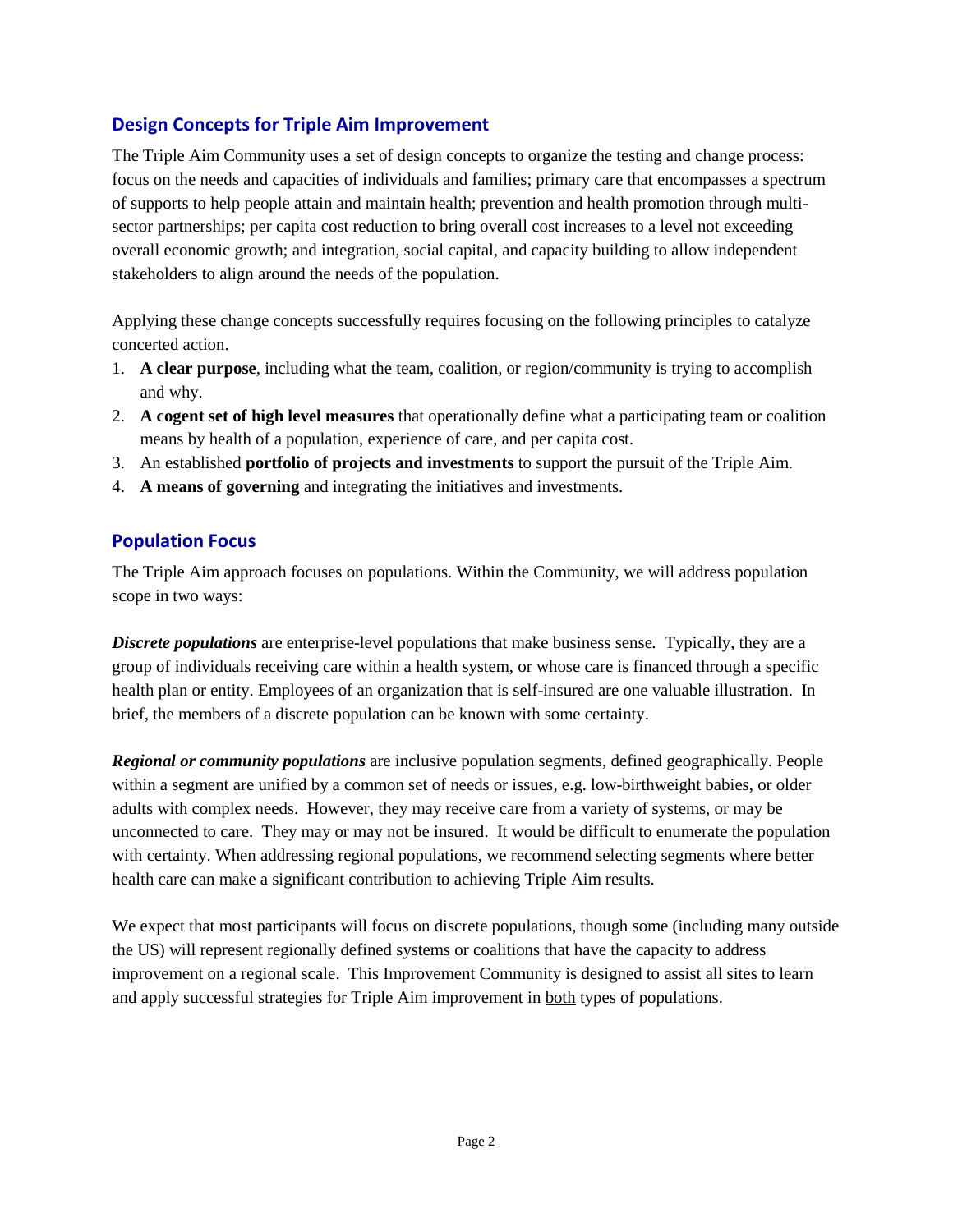## Design Concepts for Triple Aim Improvement

The Triple Aim Community uses a set of design concepts to organize the testing and change process: focus on the needs and capacities of individuals and families; primary care that encompasses a spectrum of supports to help people attain and maintain health; prevention and health promotion through multi-sector partnerships; per capita cost reduction to bring overall cost increases to a level not exceeding overall economic growth; and integration, social capital, and capacity building to allow independent stakeholders to align around the needs of the population.

Applying these change concepts successfully requires focusing on the following principles to catalyze concerted action.

1. **A clear purpose**, including what the team, coalition, or region/community is trying to accomplish and why.
2. **A cogent set of high level measures** that operationally define what a participating team or coalition means by health of a population, experience of care, and per capita cost.
3. An established **portfolio of projects and investments** to support the pursuit of the Triple Aim.
4. **A means of governing** and integrating the initiatives and investments.

## Population Focus

The Triple Aim approach focuses on populations. Within the Community, we will address population scope in two ways:

***Discrete populations*** are enterprise-level populations that make business sense. Typically, they are a group of individuals receiving care within a health system, or whose care is financed through a specific health plan or entity. Employees of an organization that is self-insured are one valuable illustration. In brief, the members of a discrete population can be known with some certainty.

***Regional or community populations*** are inclusive population segments, defined geographically. People within a segment are unified by a common set of needs or issues, e.g. low-birthweight babies, or older adults with complex needs. However, they may receive care from a variety of systems, or may be unconnected to care. They may or may not be insured. It would be difficult to enumerate the population with certainty. When addressing regional populations, we recommend selecting segments where better health care can make a significant contribution to achieving Triple Aim results.

We expect that most participants will focus on discrete populations, though some (including many outside the US) will represent regionally defined systems or coalitions that have the capacity to address improvement on a regional scale. This Improvement Community is designed to assist all sites to learn and apply successful strategies for Triple Aim improvement in <u>both</u> types of populations.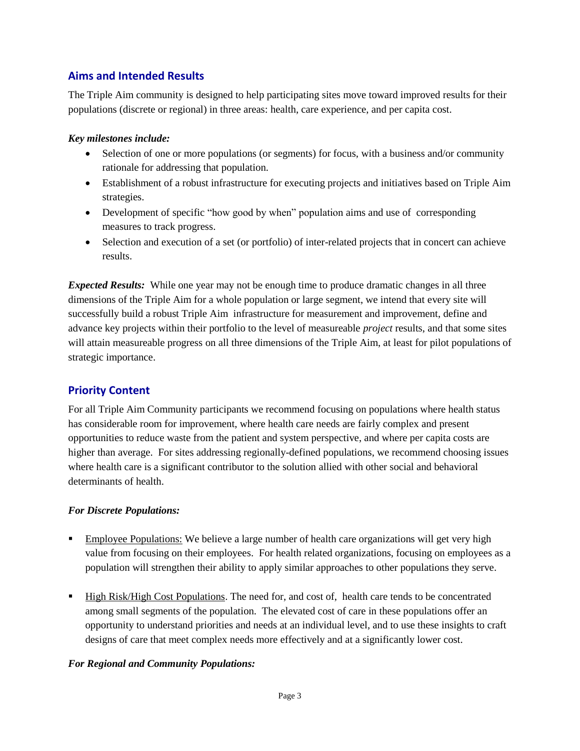## Aims and Intended Results

The Triple Aim community is designed to help participating sites move toward improved results for their populations (discrete or regional) in three areas: health, care experience, and per capita cost.

***Key milestones include:***

- Selection of one or more populations (or segments) for focus, with a business and/or community rationale for addressing that population.
- Establishment of a robust infrastructure for executing projects and initiatives based on Triple Aim strategies.
- Development of specific "how good by when" population aims and use of corresponding measures to track progress.
- Selection and execution of a set (or portfolio) of inter-related projects that in concert can achieve results.

***Expected Results:*** While one year may not be enough time to produce dramatic changes in all three dimensions of the Triple Aim for a whole population or large segment, we intend that every site will successfully build a robust Triple Aim infrastructure for measurement and improvement, define and advance key projects within their portfolio to the level of measureable *project* results, and that some sites will attain measureable progress on all three dimensions of the Triple Aim, at least for pilot populations of strategic importance.

## Priority Content

For all Triple Aim Community participants we recommend focusing on populations where health status has considerable room for improvement, where health care needs are fairly complex and present opportunities to reduce waste from the patient and system perspective, and where per capita costs are higher than average. For sites addressing regionally-defined populations, we recommend choosing issues where health care is a significant contributor to the solution allied with other social and behavioral determinants of health.

***For Discrete Populations:***

- <u>Employee Populations:</u> We believe a large number of health care organizations will get very high value from focusing on their employees. For health related organizations, focusing on employees as a population will strengthen their ability to apply similar approaches to other populations they serve.
- <u>High Risk/High Cost Populations</u>. The need for, and cost of, health care tends to be concentrated among small segments of the population. The elevated cost of care in these populations offer an opportunity to understand priorities and needs at an individual level, and to use these insights to craft designs of care that meet complex needs more effectively and at a significantly lower cost.

***For Regional and Community Populations:***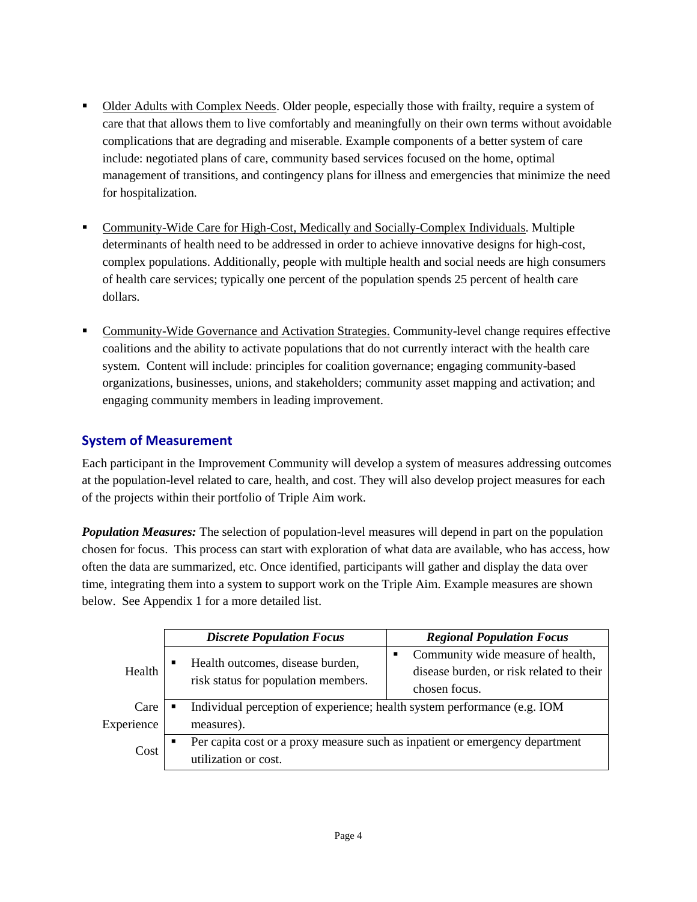- Older Adults with Complex Needs. Older people, especially those with frailty, require a system of care that that allows them to live comfortably and meaningfully on their own terms without avoidable complications that are degrading and miserable. Example components of a better system of care include: negotiated plans of care, community based services focused on the home, optimal management of transitions, and contingency plans for illness and emergencies that minimize the need for hospitalization.

- Community-Wide Care for High-Cost, Medically and Socially-Complex Individuals. Multiple determinants of health need to be addressed in order to achieve innovative designs for high-cost, complex populations. Additionally, people with multiple health and social needs are high consumers of health care services; typically one percent of the population spends 25 percent of health care dollars.

- Community-Wide Governance and Activation Strategies. Community-level change requires effective coalitions and the ability to activate populations that do not currently interact with the health care system. Content will include: principles for coalition governance; engaging community-based organizations, businesses, unions, and stakeholders; community asset mapping and activation; and engaging community members in leading improvement.

## System of Measurement

Each participant in the Improvement Community will develop a system of measures addressing outcomes at the population-level related to care, health, and cost. They will also develop project measures for each of the projects within their portfolio of Triple Aim work.

***Population Measures:*** The selection of population-level measures will depend in part on the population chosen for focus. This process can start with exploration of what data are available, who has access, how often the data are summarized, etc. Once identified, participants will gather and display the data over time, integrating them into a system to support work on the Triple Aim. Example measures are shown below. See Appendix 1 for a more detailed list.

| | ***Discrete Population Focus*** | ***Regional Population Focus*** |
|---|---|---|
| Health | ▪ Health outcomes, disease burden, risk status for population members. | ▪ Community wide measure of health, disease burden, or risk related to their chosen focus. |
| Care Experience | ▪ Individual perception of experience; health system performance (e.g. IOM measures). | |
| Cost | ▪ Per capita cost or a proxy measure such as inpatient or emergency department utilization or cost. | |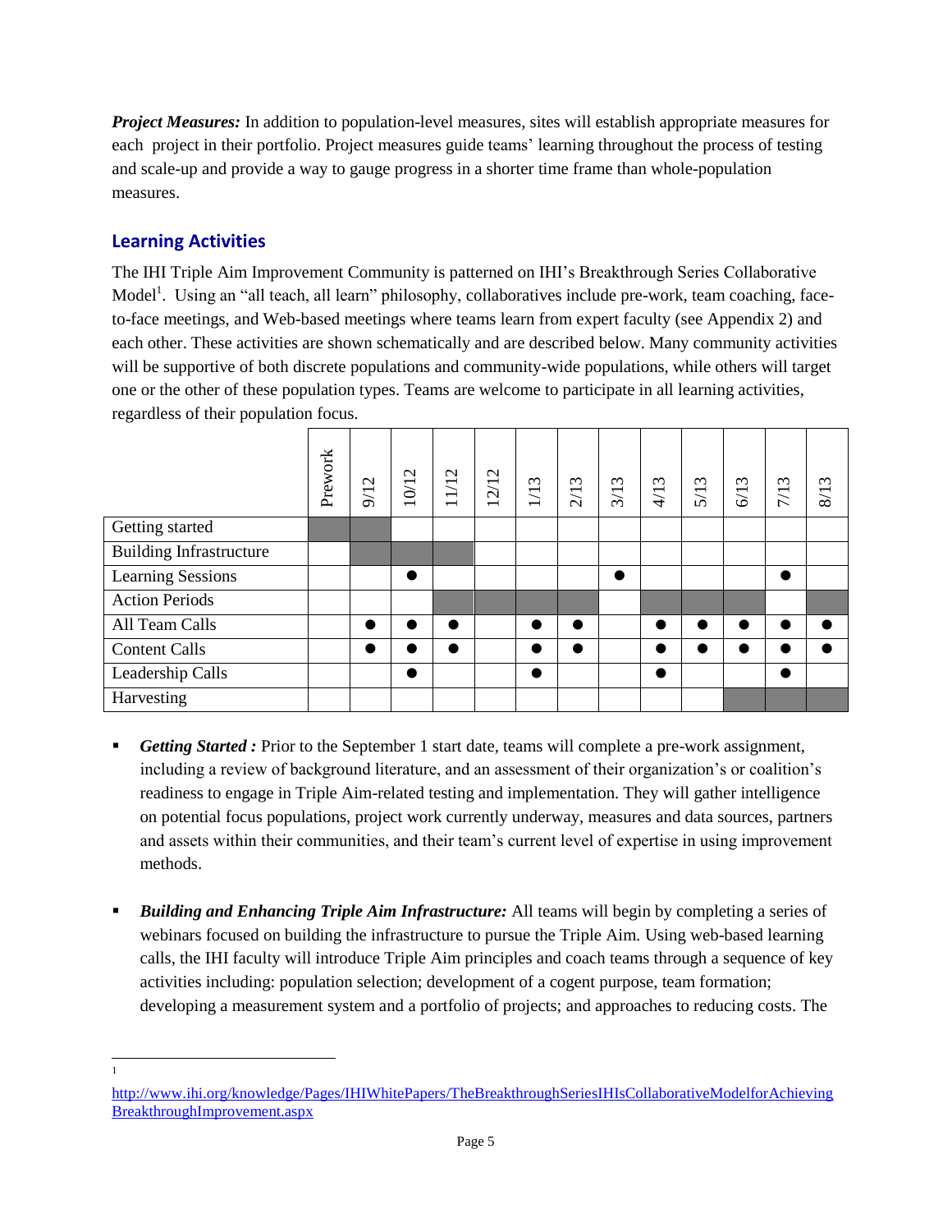***Project Measures:*** In addition to population-level measures, sites will establish appropriate measures for each project in their portfolio. Project measures guide teams' learning throughout the process of testing and scale-up and provide a way to gauge progress in a shorter time frame than whole-population measures.

## Learning Activities

The IHI Triple Aim Improvement Community is patterned on IHI's Breakthrough Series Collaborative Model[1]. Using an "all teach, all learn" philosophy, collaboratives include pre-work, team coaching, face-to-face meetings, and Web-based meetings where teams learn from expert faculty (see Appendix 2) and each other. These activities are shown schematically and are described below. Many community activities will be supportive of both discrete populations and community-wide populations, while others will target one or the other of these population types. Teams are welcome to participate in all learning activities, regardless of their population focus.

| | Prework | 9/12 | 10/12 | 11/12 | 12/12 | 1/13 | 2/13 | 3/13 | 4/13 | 5/13 | 6/13 | 7/13 | 8/13 |
|---|---|---|---|---|---|---|---|---|---|---|---|---|---|
| Getting started | ■ | ■ | | | | | | | | | | | |
| Building Infrastructure | | ■ | ■ | ■ | | | | | | | | | |
| Learning Sessions | | | ● | | | | | ● | | | | ● | |
| Action Periods | | | | ■ | ■ | ■ | ■ | | ■ | ■ | ■ | | ■ |
| All Team Calls | | ● | ● | ● | | ● | ● | | ● | ● | ● | ● | ● |
| Content Calls | | ● | ● | ● | | ● | ● | | ● | ● | ● | ● | ● |
| Leadership Calls | | | ● | | | ● | | | ● | | | ● | |
| Harvesting | | | | | | | | | | | ■ | ■ | ■ |

- ***Getting Started :*** Prior to the September 1 start date, teams will complete a pre-work assignment, including a review of background literature, and an assessment of their organization's or coalition's readiness to engage in Triple Aim-related testing and implementation. They will gather intelligence on potential focus populations, project work currently underway, measures and data sources, partners and assets within their communities, and their team's current level of expertise in using improvement methods.

- ***Building and Enhancing Triple Aim Infrastructure:*** All teams will begin by completing a series of webinars focused on building the infrastructure to pursue the Triple Aim. Using web-based learning calls, the IHI faculty will introduce Triple Aim principles and coach teams through a sequence of key activities including: population selection; development of a cogent purpose, team formation; developing a measurement system and a portfolio of projects; and approaches to reducing costs. The

---

[1] http://www.ihi.org/knowledge/Pages/IHIWhitePapers/TheBreakthroughSeriesIHIsCollaborativeModelforAchievingBreakthroughImprovement.aspx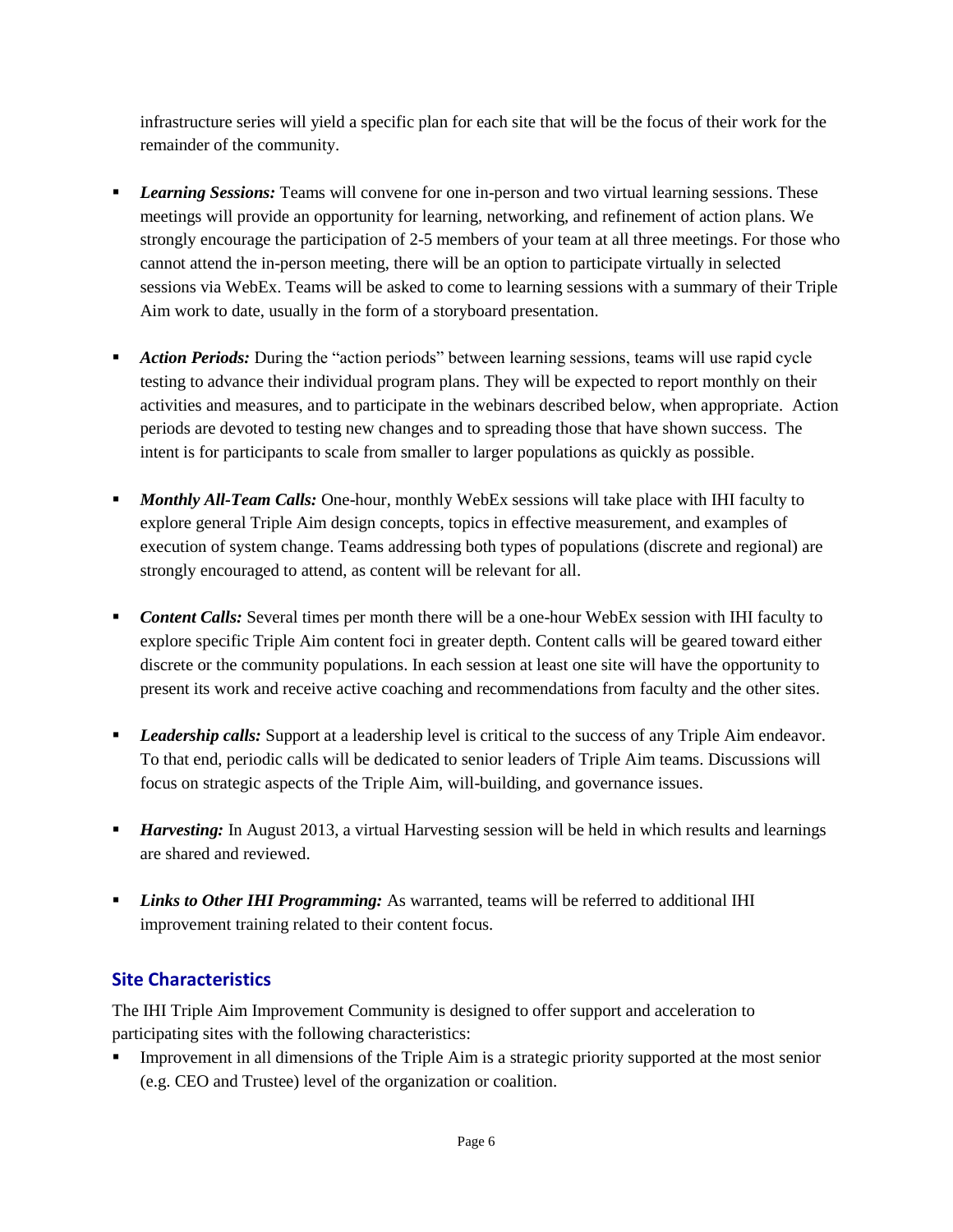infrastructure series will yield a specific plan for each site that will be the focus of their work for the remainder of the community.

- ***Learning Sessions:*** Teams will convene for one in-person and two virtual learning sessions. These meetings will provide an opportunity for learning, networking, and refinement of action plans. We strongly encourage the participation of 2-5 members of your team at all three meetings. For those who cannot attend the in-person meeting, there will be an option to participate virtually in selected sessions via WebEx. Teams will be asked to come to learning sessions with a summary of their Triple Aim work to date, usually in the form of a storyboard presentation.

- ***Action Periods:*** During the "action periods" between learning sessions, teams will use rapid cycle testing to advance their individual program plans. They will be expected to report monthly on their activities and measures, and to participate in the webinars described below, when appropriate. Action periods are devoted to testing new changes and to spreading those that have shown success. The intent is for participants to scale from smaller to larger populations as quickly as possible.

- ***Monthly All-Team Calls:*** One-hour, monthly WebEx sessions will take place with IHI faculty to explore general Triple Aim design concepts, topics in effective measurement, and examples of execution of system change. Teams addressing both types of populations (discrete and regional) are strongly encouraged to attend, as content will be relevant for all.

- ***Content Calls:*** Several times per month there will be a one-hour WebEx session with IHI faculty to explore specific Triple Aim content foci in greater depth. Content calls will be geared toward either discrete or the community populations. In each session at least one site will have the opportunity to present its work and receive active coaching and recommendations from faculty and the other sites.

- ***Leadership calls:*** Support at a leadership level is critical to the success of any Triple Aim endeavor. To that end, periodic calls will be dedicated to senior leaders of Triple Aim teams. Discussions will focus on strategic aspects of the Triple Aim, will-building, and governance issues.

- ***Harvesting:*** In August 2013, a virtual Harvesting session will be held in which results and learnings are shared and reviewed.

- ***Links to Other IHI Programming:*** As warranted, teams will be referred to additional IHI improvement training related to their content focus.

## Site Characteristics

The IHI Triple Aim Improvement Community is designed to offer support and acceleration to participating sites with the following characteristics:

- Improvement in all dimensions of the Triple Aim is a strategic priority supported at the most senior (e.g. CEO and Trustee) level of the organization or coalition.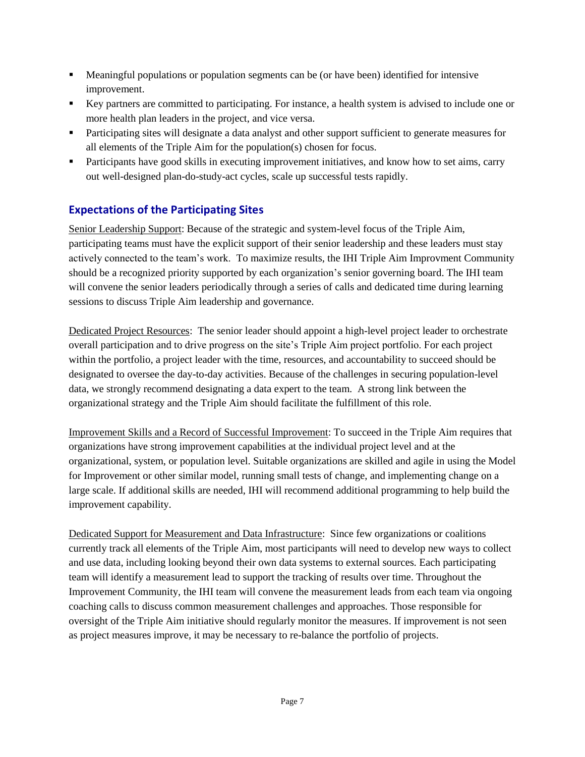- Meaningful populations or population segments can be (or have been) identified for intensive improvement.
- Key partners are committed to participating. For instance, a health system is advised to include one or more health plan leaders in the project, and vice versa.
- Participating sites will designate a data analyst and other support sufficient to generate measures for all elements of the Triple Aim for the population(s) chosen for focus.
- Participants have good skills in executing improvement initiatives, and know how to set aims, carry out well-designed plan-do-study-act cycles, scale up successful tests rapidly.

## Expectations of the Participating Sites

Senior Leadership Support: Because of the strategic and system-level focus of the Triple Aim, participating teams must have the explicit support of their senior leadership and these leaders must stay actively connected to the team's work. To maximize results, the IHI Triple Aim Improvment Community should be a recognized priority supported by each organization's senior governing board. The IHI team will convene the senior leaders periodically through a series of calls and dedicated time during learning sessions to discuss Triple Aim leadership and governance.

Dedicated Project Resources: The senior leader should appoint a high-level project leader to orchestrate overall participation and to drive progress on the site's Triple Aim project portfolio. For each project within the portfolio, a project leader with the time, resources, and accountability to succeed should be designated to oversee the day-to-day activities. Because of the challenges in securing population-level data, we strongly recommend designating a data expert to the team. A strong link between the organizational strategy and the Triple Aim should facilitate the fulfillment of this role.

Improvement Skills and a Record of Successful Improvement: To succeed in the Triple Aim requires that organizations have strong improvement capabilities at the individual project level and at the organizational, system, or population level. Suitable organizations are skilled and agile in using the Model for Improvement or other similar model, running small tests of change, and implementing change on a large scale. If additional skills are needed, IHI will recommend additional programming to help build the improvement capability.

Dedicated Support for Measurement and Data Infrastructure: Since few organizations or coalitions currently track all elements of the Triple Aim, most participants will need to develop new ways to collect and use data, including looking beyond their own data systems to external sources. Each participating team will identify a measurement lead to support the tracking of results over time. Throughout the Improvement Community, the IHI team will convene the measurement leads from each team via ongoing coaching calls to discuss common measurement challenges and approaches. Those responsible for oversight of the Triple Aim initiative should regularly monitor the measures. If improvement is not seen as project measures improve, it may be necessary to re-balance the portfolio of projects.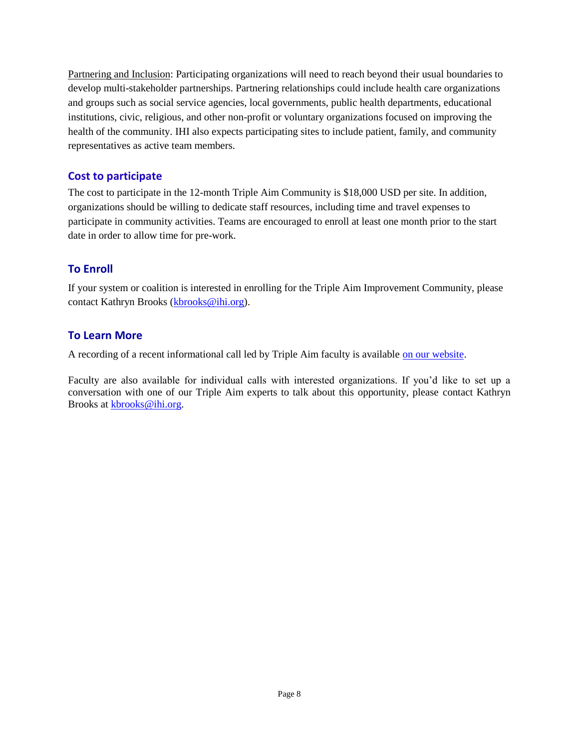Partnering and Inclusion: Participating organizations will need to reach beyond their usual boundaries to develop multi-stakeholder partnerships. Partnering relationships could include health care organizations and groups such as social service agencies, local governments, public health departments, educational institutions, civic, religious, and other non-profit or voluntary organizations focused on improving the health of the community. IHI also expects participating sites to include patient, family, and community representatives as active team members.

## Cost to participate

The cost to participate in the 12-month Triple Aim Community is $18,000 USD per site. In addition, organizations should be willing to dedicate staff resources, including time and travel expenses to participate in community activities. Teams are encouraged to enroll at least one month prior to the start date in order to allow time for pre-work.

## To Enroll

If your system or coalition is interested in enrolling for the Triple Aim Improvement Community, please contact Kathryn Brooks (kbrooks@ihi.org).

## To Learn More

A recording of a recent informational call led by Triple Aim faculty is available on our website.

Faculty are also available for individual calls with interested organizations. If you'd like to set up a conversation with one of our Triple Aim experts to talk about this opportunity, please contact Kathryn Brooks at kbrooks@ihi.org.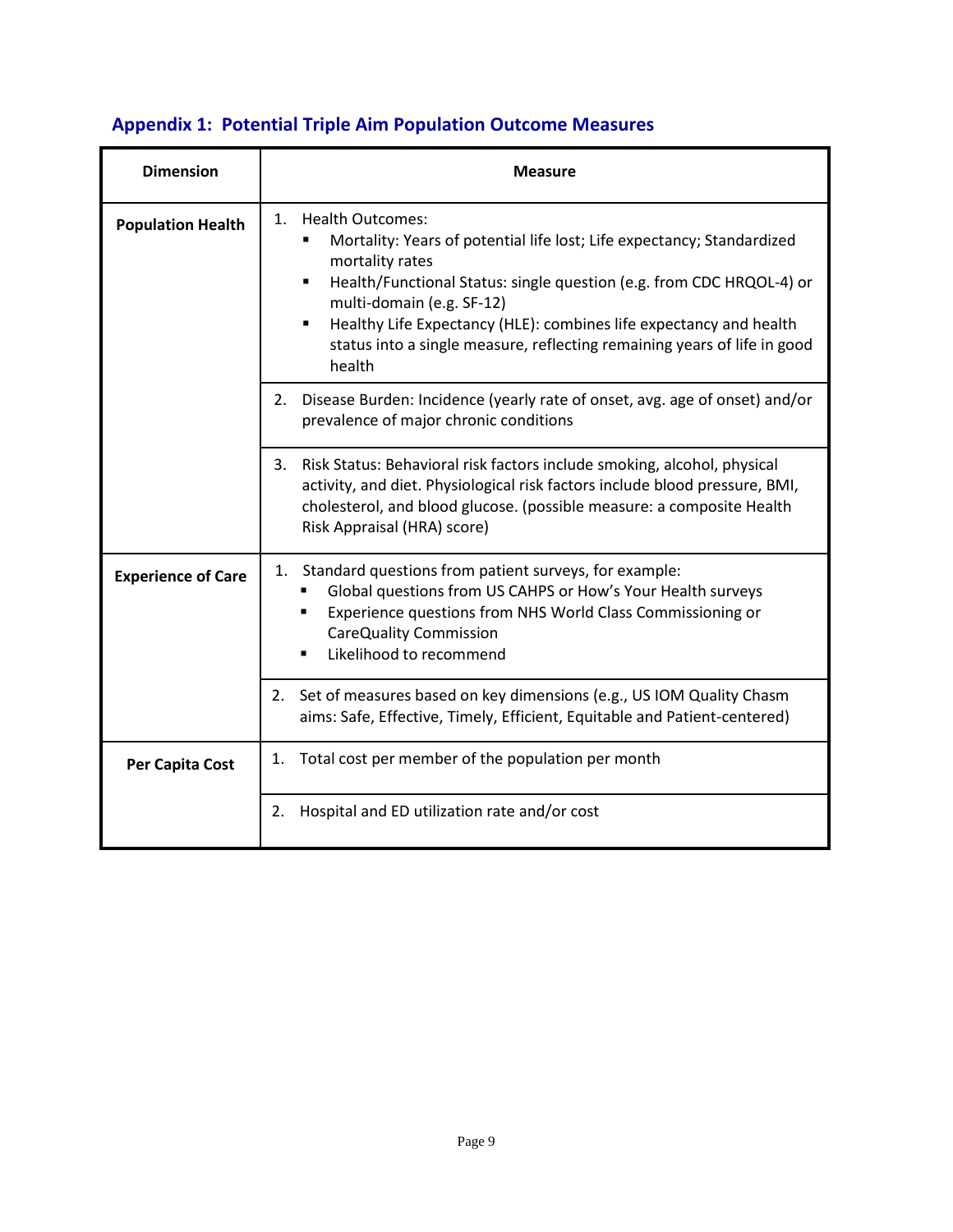## Appendix 1: Potential Triple Aim Population Outcome Measures

| Dimension | Measure |
|---|---|
| **Population Health** | 1. Health Outcomes:<br>▪ Mortality: Years of potential life lost; Life expectancy; Standardized mortality rates<br>▪ Health/Functional Status: single question (e.g. from CDC HRQOL-4) or multi-domain (e.g. SF-12)<br>▪ Healthy Life Expectancy (HLE): combines life expectancy and health status into a single measure, reflecting remaining years of life in good health |
| | 2. Disease Burden: Incidence (yearly rate of onset, avg. age of onset) and/or prevalence of major chronic conditions |
| | 3. Risk Status: Behavioral risk factors include smoking, alcohol, physical activity, and diet. Physiological risk factors include blood pressure, BMI, cholesterol, and blood glucose. (possible measure: a composite Health Risk Appraisal (HRA) score) |
| **Experience of Care** | 1. Standard questions from patient surveys, for example:<br>▪ Global questions from US CAHPS or How's Your Health surveys<br>▪ Experience questions from NHS World Class Commissioning or CareQuality Commission<br>▪ Likelihood to recommend |
| | 2. Set of measures based on key dimensions (e.g., US IOM Quality Chasm aims: Safe, Effective, Timely, Efficient, Equitable and Patient-centered) |
| **Per Capita Cost** | 1. Total cost per member of the population per month |
| | 2. Hospital and ED utilization rate and/or cost |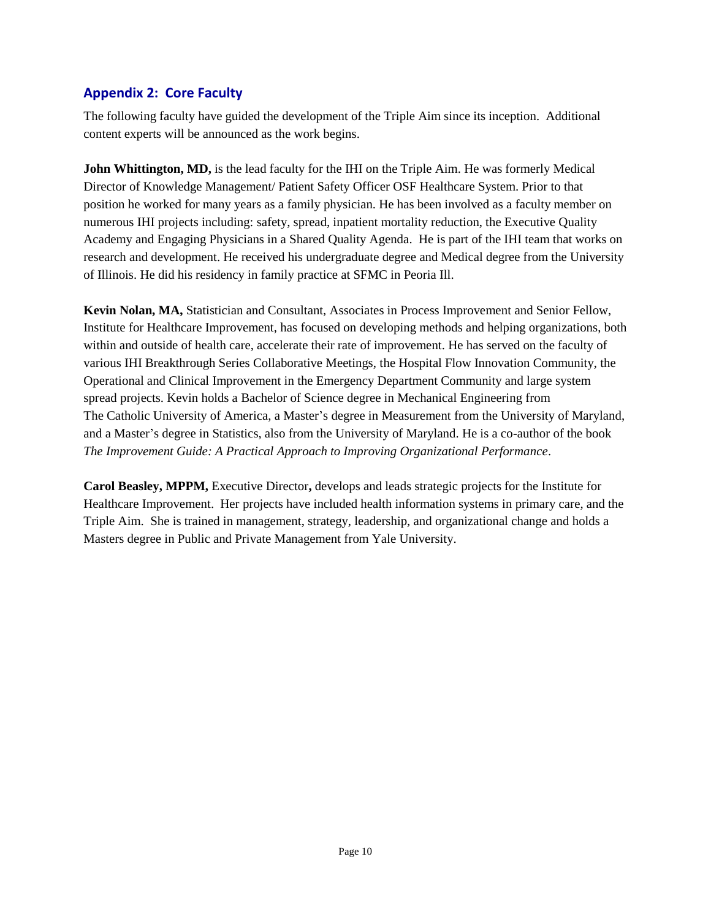## Appendix 2: Core Faculty

The following faculty have guided the development of the Triple Aim since its inception. Additional content experts will be announced as the work begins.

**John Whittington, MD,** is the lead faculty for the IHI on the Triple Aim. He was formerly Medical Director of Knowledge Management/ Patient Safety Officer OSF Healthcare System. Prior to that position he worked for many years as a family physician. He has been involved as a faculty member on numerous IHI projects including: safety, spread, inpatient mortality reduction, the Executive Quality Academy and Engaging Physicians in a Shared Quality Agenda. He is part of the IHI team that works on research and development. He received his undergraduate degree and Medical degree from the University of Illinois. He did his residency in family practice at SFMC in Peoria Ill.

**Kevin Nolan, MA,** Statistician and Consultant, Associates in Process Improvement and Senior Fellow, Institute for Healthcare Improvement, has focused on developing methods and helping organizations, both within and outside of health care, accelerate their rate of improvement. He has served on the faculty of various IHI Breakthrough Series Collaborative Meetings, the Hospital Flow Innovation Community, the Operational and Clinical Improvement in the Emergency Department Community and large system spread projects. Kevin holds a Bachelor of Science degree in Mechanical Engineering from The Catholic University of America, a Master's degree in Measurement from the University of Maryland, and a Master's degree in Statistics, also from the University of Maryland. He is a co-author of the book *The Improvement Guide: A Practical Approach to Improving Organizational Performance*.

**Carol Beasley, MPPM,** Executive Director**,** develops and leads strategic projects for the Institute for Healthcare Improvement. Her projects have included health information systems in primary care, and the Triple Aim. She is trained in management, strategy, leadership, and organizational change and holds a Masters degree in Public and Private Management from Yale University.